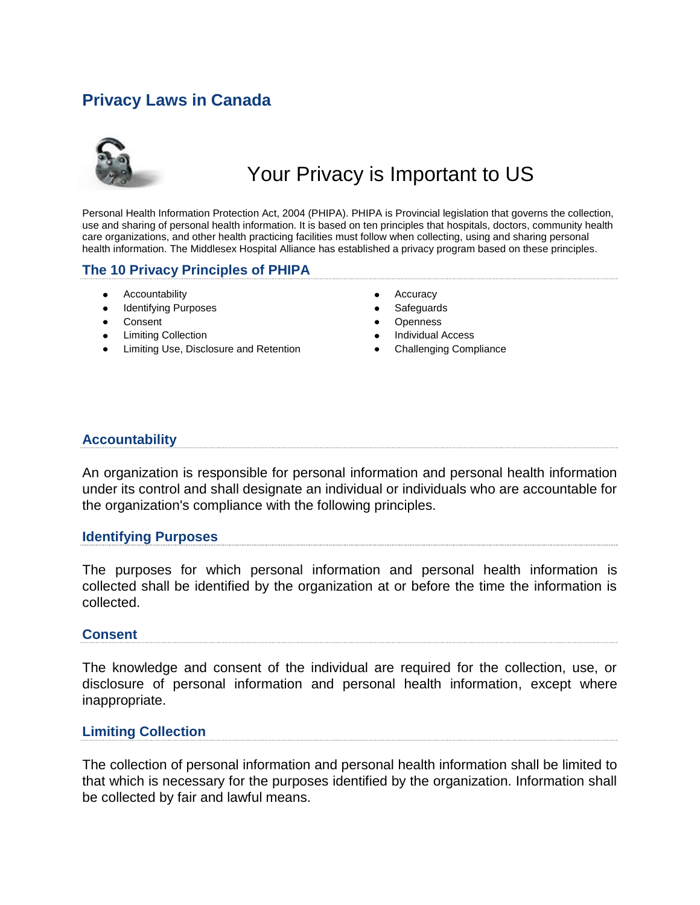# Privacy Laws in Canada

## Your Privacy is Important to US

Personal Health Information Protection Act, 2004 (PHIPA). PHIPA is Provincial legislation that governs the collection, use and sharing of personal health information. It is based on ten principles that hospitals, doctors, community health care organizations, and other health practicing facilities must follow when collecting, using and sharing personal health information. The Middlesex Hospital Alliance has established a privacy program based on these principles.

### The 10 Privacy Principles of PHIPA

- Accountability
- Identifying Purposes
- Consent
- Limiting Collection
- Limiting Use, Disclosure and Retention
- Accuracy
- Safeguards
- Openness
- Individual Access
- Challenging Compliance

### Accountability

An organization is responsible for personal information and personal health information under its control and shall designate an individual or individuals who are accountable for the organization's compliance with the following principles.

### Identifying Purposes

The purposes for which personal information and personal health information is collected shall be identified by the organization at or before the time the information is collected.

### Consent

The knowledge and consent of the individual are required for the collection, use, or disclosure of personal information and personal health information, except where inappropriate.

### Limiting Collection

The collection of personal information and personal health information shall be limited to that which is necessary for the purposes identified by the organization. Information shall be collected by fair and lawful means.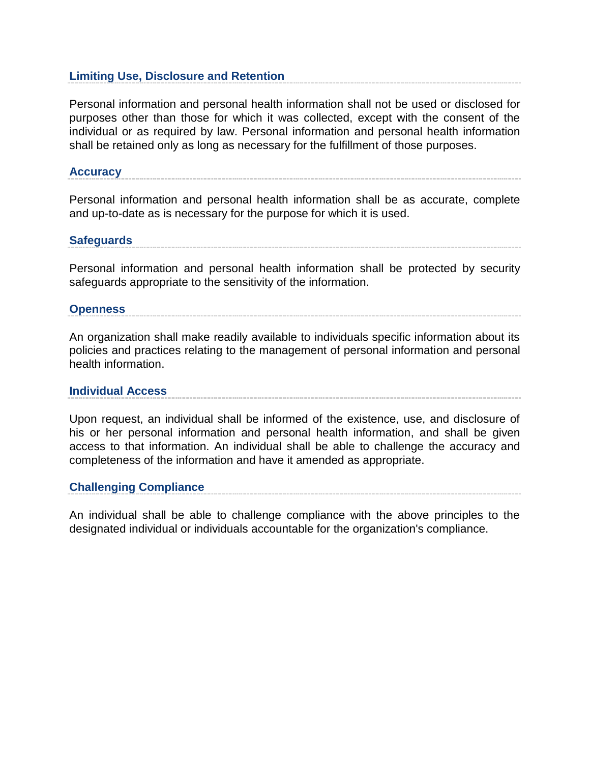## Limiting Use, Disclosure and Retention

Personal information and personal health information shall not be used or disclosed for purposes other than those for which it was collected, except with the consent of the individual or as required by law. Personal information and personal health information shall be retained only as long as necessary for the fulfillment of those purposes.

## Accuracy

Personal information and personal health information shall be as accurate, complete and up-to-date as is necessary for the purpose for which it is used.

## Safeguards

Personal information and personal health information shall be protected by security safeguards appropriate to the sensitivity of the information.

## Openness

An organization shall make readily available to individuals specific information about its policies and practices relating to the management of personal information and personal health information.

## Individual Access

Upon request, an individual shall be informed of the existence, use, and disclosure of his or her personal information and personal health information, and shall be given access to that information. An individual shall be able to challenge the accuracy and completeness of the information and have it amended as appropriate.

## Challenging Compliance

An individual shall be able to challenge compliance with the above principles to the designated individual or individuals accountable for the organization's compliance.